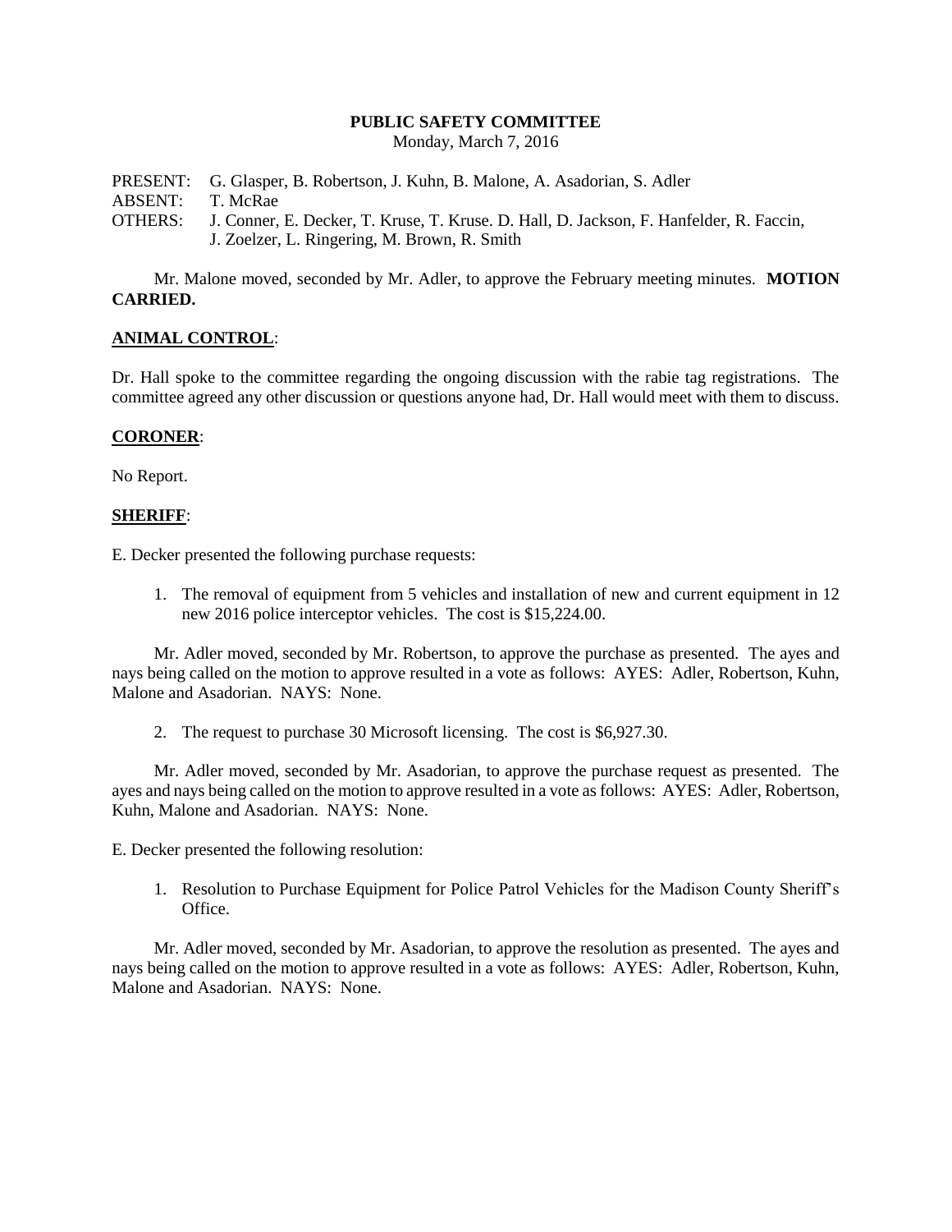# PUBLIC SAFETY COMMITTEE

Monday, March 7, 2016

PRESENT: G. Glasper, B. Robertson, J. Kuhn, B. Malone, A. Asadorian, S. Adler
ABSENT: T. McRae
OTHERS: J. Conner, E. Decker, T. Kruse, T. Kruse. D. Hall, D. Jackson, F. Hanfelder, R. Faccin, J. Zoelzer, L. Ringering, M. Brown, R. Smith

Mr. Malone moved, seconded by Mr. Adler, to approve the February meeting minutes. **MOTION CARRIED.**

## ANIMAL CONTROL:

Dr. Hall spoke to the committee regarding the ongoing discussion with the rabie tag registrations. The committee agreed any other discussion or questions anyone had, Dr. Hall would meet with them to discuss.

## CORONER:

No Report.

## SHERIFF:

E. Decker presented the following purchase requests:

1. The removal of equipment from 5 vehicles and installation of new and current equipment in 12 new 2016 police interceptor vehicles. The cost is $15,224.00.

Mr. Adler moved, seconded by Mr. Robertson, to approve the purchase as presented. The ayes and nays being called on the motion to approve resulted in a vote as follows: AYES: Adler, Robertson, Kuhn, Malone and Asadorian. NAYS: None.

2. The request to purchase 30 Microsoft licensing. The cost is $6,927.30.

Mr. Adler moved, seconded by Mr. Asadorian, to approve the purchase request as presented. The ayes and nays being called on the motion to approve resulted in a vote as follows: AYES: Adler, Robertson, Kuhn, Malone and Asadorian. NAYS: None.

E. Decker presented the following resolution:

1. Resolution to Purchase Equipment for Police Patrol Vehicles for the Madison County Sheriff's Office.

Mr. Adler moved, seconded by Mr. Asadorian, to approve the resolution as presented. The ayes and nays being called on the motion to approve resulted in a vote as follows: AYES: Adler, Robertson, Kuhn, Malone and Asadorian. NAYS: None.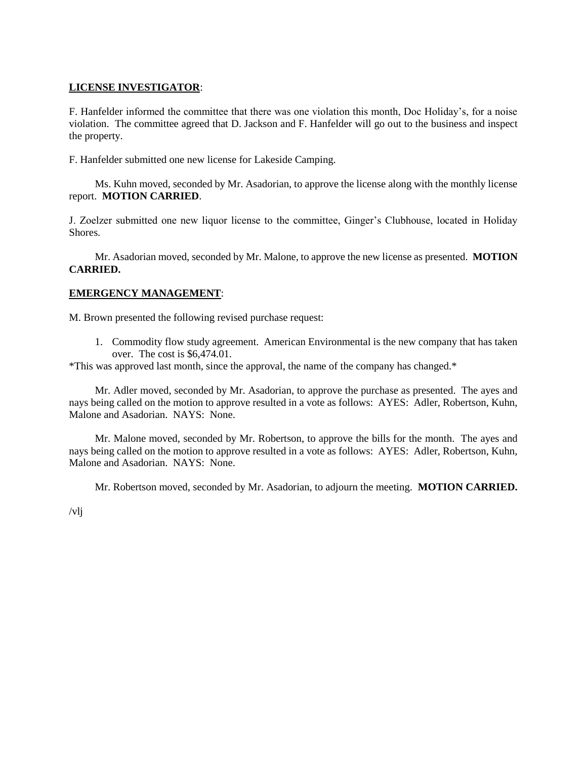**LICENSE INVESTIGATOR**:

F. Hanfelder informed the committee that there was one violation this month, Doc Holiday's, for a noise violation. The committee agreed that D. Jackson and F. Hanfelder will go out to the business and inspect the property.

F. Hanfelder submitted one new license for Lakeside Camping.

Ms. Kuhn moved, seconded by Mr. Asadorian, to approve the license along with the monthly license report. **MOTION CARRIED**.

J. Zoelzer submitted one new liquor license to the committee, Ginger's Clubhouse, located in Holiday Shores.

Mr. Asadorian moved, seconded by Mr. Malone, to approve the new license as presented. **MOTION CARRIED.**

**EMERGENCY MANAGEMENT**:

M. Brown presented the following revised purchase request:

1. Commodity flow study agreement. American Environmental is the new company that has taken over. The cost is $6,474.01.

*This was approved last month, since the approval, the name of the company has changed.*

Mr. Adler moved, seconded by Mr. Asadorian, to approve the purchase as presented. The ayes and nays being called on the motion to approve resulted in a vote as follows: AYES: Adler, Robertson, Kuhn, Malone and Asadorian. NAYS: None.

Mr. Malone moved, seconded by Mr. Robertson, to approve the bills for the month. The ayes and nays being called on the motion to approve resulted in a vote as follows: AYES: Adler, Robertson, Kuhn, Malone and Asadorian. NAYS: None.

Mr. Robertson moved, seconded by Mr. Asadorian, to adjourn the meeting. **MOTION CARRIED.**

/vlj